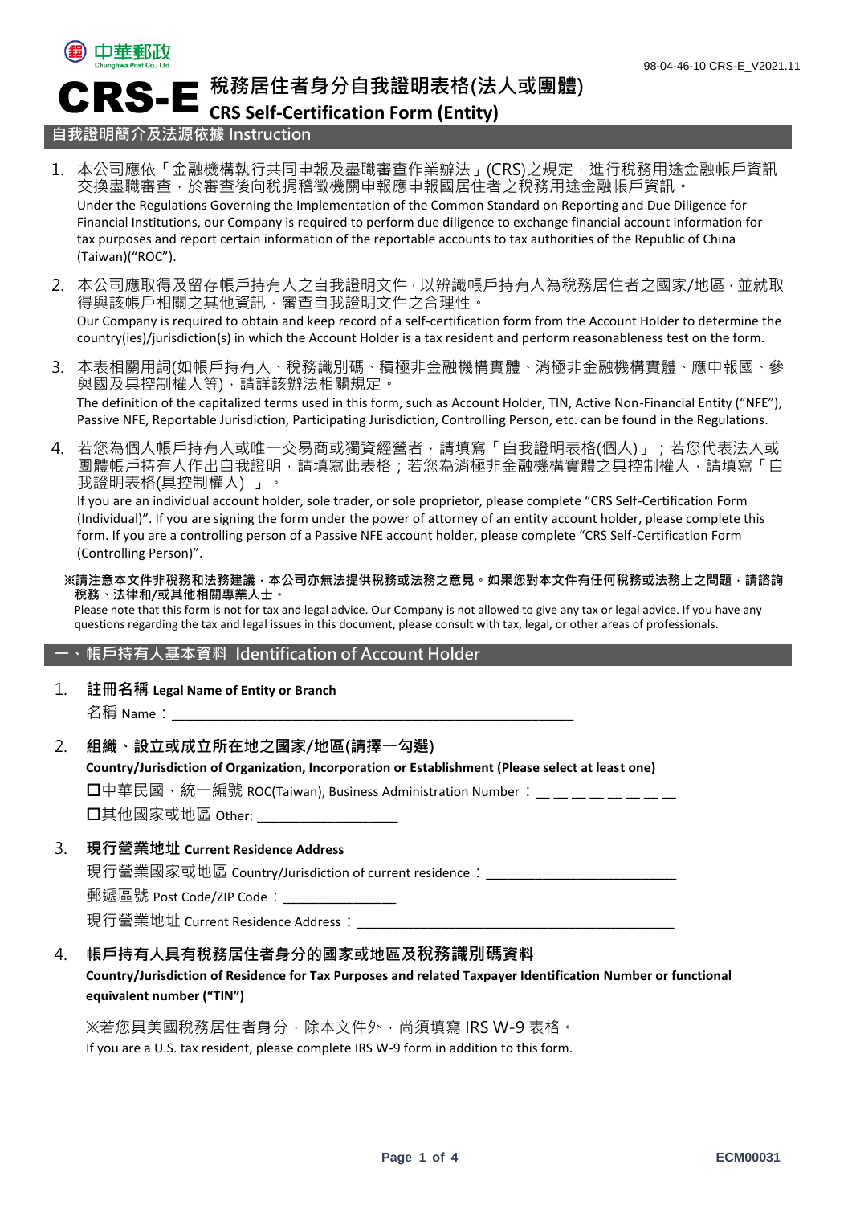中華郵政 Chunghwa Post Co., Ltd.

98-04-46-10 CRS-E_V2021.11

# CRS-E 稅務居住者身分自我證明表格(法人或團體) CRS Self-Certification Form (Entity)

## 自我證明簡介及法源依據 Instruction

1. 本公司應依「金融機構執行共同申報及盡職審查作業辦法」(CRS)之規定，進行稅務用途金融帳戶資訊交換盡職審查，於審查後向稅捐稽徵機關申報應申報國居住者之稅務用途金融帳戶資訊。
   Under the Regulations Governing the Implementation of the Common Standard on Reporting and Due Diligence for Financial Institutions, our Company is required to perform due diligence to exchange financial account information for tax purposes and report certain information of the reportable accounts to tax authorities of the Republic of China (Taiwan)("ROC").

2. 本公司應取得及留存帳戶持有人之自我證明文件，以辨識帳戶持有人為稅務居住者之國家/地區，並就取得與該帳戶相關之其他資訊，審查自我證明文件之合理性。
   Our Company is required to obtain and keep record of a self-certification form from the Account Holder to determine the country(ies)/jurisdiction(s) in which the Account Holder is a tax resident and perform reasonableness test on the form.

3. 本表相關用詞(如帳戶持有人、稅務識別碼、積極非金融機構實體、消極非金融機構實體、應申報國、參與國及具控制權人等)，請詳該辦法相關規定。
   The definition of the capitalized terms used in this form, such as Account Holder, TIN, Active Non-Financial Entity ("NFE"), Passive NFE, Reportable Jurisdiction, Participating Jurisdiction, Controlling Person, etc. can be found in the Regulations.

4. 若您為個人帳戶持有人或唯一交易商或獨資經營者，請填寫「自我證明表格(個人)」；若您代表法人或團體帳戶持有人作出自我證明，請填寫此表格；若您為消極非金融機構實體之具控制權人，請填寫「自我證明表格(具控制權人) 」。
   If you are an individual account holder, sole trader, or sole proprietor, please complete "CRS Self-Certification Form (Individual)". If you are signing the form under the power of attorney of an entity account holder, please complete this form. If you are a controlling person of a Passive NFE account holder, please complete "CRS Self-Certification Form (Controlling Person)".

**※請注意本文件非稅務和法務建議，本公司亦無法提供稅務或法務之意見。如果您對本文件有任何稅務或法務上之問題，請諮詢稅務、法律和/或其他相關專業人士。**
Please note that this form is not for tax and legal advice. Our Company is not allowed to give any tax or legal advice. If you have any questions regarding the tax and legal issues in this document, please consult with tax, legal, or other areas of professionals.

## 一、帳戶持有人基本資料 Identification of Account Holder

1. **註冊名稱 Legal Name of Entity or Branch**
   名稱 Name：\_\_\_\_\_\_\_\_\_\_\_\_\_\_\_\_\_\_\_\_\_\_\_\_\_\_\_\_\_\_\_\_\_\_\_\_\_\_\_\_\_\_\_\_

2. **組織、設立或成立所在地之國家/地區(請擇一勾選)**
   **Country/Jurisdiction of Organization, Incorporation or Establishment (Please select at least one)**
   ☐中華民國，統一編號 ROC(Taiwan), Business Administration Number：\_ \_ \_ \_ \_ \_ \_ \_
   ☐其他國家或地區 Other: \_\_\_\_\_\_\_\_\_\_\_\_\_\_\_\_\_\_

3. **現行營業地址 Current Residence Address**
   現行營業國家或地區 Country/Jurisdiction of current residence：\_\_\_\_\_\_\_\_\_\_\_\_\_\_\_\_\_\_\_\_\_\_\_\_
   郵遞區號 Post Code/ZIP Code：\_\_\_\_\_\_\_\_\_\_\_\_\_\_
   現行營業地址 Current Residence Address：\_\_\_\_\_\_\_\_\_\_\_\_\_\_\_\_\_\_\_\_\_\_\_\_\_\_\_\_\_\_\_\_\_\_\_\_\_\_\_\_

4. **帳戶持有人具有稅務居住者身分的國家或地區及稅務識別碼資料**
   **Country/Jurisdiction of Residence for Tax Purposes and related Taxpayer Identification Number or functional equivalent number ("TIN")**

   ※若您具美國稅務居住者身分，除本文件外，尚須填寫 IRS W-9 表格。
   If you are a U.S. tax resident, please complete IRS W-9 form in addition to this form.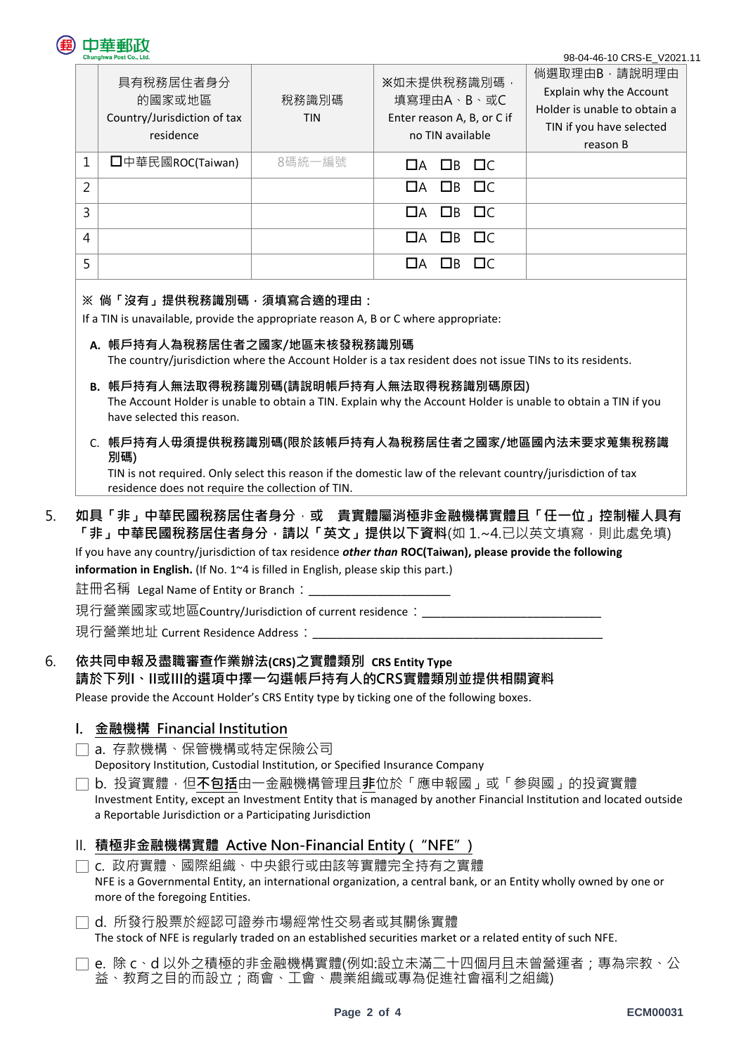| | 具有稅務居住者身分的國家或地區 Country/Jurisdiction of tax residence | 稅務識別碼 TIN | ※如未提供稅務識別碼，填寫理由A、B、或C Enter reason A, B, or C if no TIN available | 倘選取理由B，請說明理由 Explain why the Account Holder is unable to obtain a TIN if you have selected reason B |
|---|---|---|---|---|
| 1 | ☐中華民國ROC(Taiwan) | 8碼統一編號 | ☐A ☐B ☐C | |
| 2 | | | ☐A ☐B ☐C | |
| 3 | | | ☐A ☐B ☐C | |
| 4 | | | ☐A ☐B ☐C | |
| 5 | | | ☐A ☐B ☐C | |

**※ 倘「沒有」提供稅務識別碼，須填寫合適的理由：**

If a TIN is unavailable, provide the appropriate reason A, B or C where appropriate:

**A. 帳戶持有人為稅務居住者之國家/地區未核發稅務識別碼**
The country/jurisdiction where the Account Holder is a tax resident does not issue TINs to its residents.

**B. 帳戶持有人無法取得稅務識別碼(請說明帳戶持有人無法取得稅務識別碼原因)**
The Account Holder is unable to obtain a TIN. Explain why the Account Holder is unable to obtain a TIN if you have selected this reason.

C. **帳戶持有人毋須提供稅務識別碼(限於該帳戶持有人為稅務居住者之國家/地區國內法未要求蒐集稅務識別碼)**
TIN is not required. Only select this reason if the domestic law of the relevant country/jurisdiction of tax residence does not require the collection of TIN.

5. **如具「非」中華民國稅務居住者身分，或 貴實體屬消極非金融機構實體且「任一位」控制權人具有「非」中華民國稅務居住者身分，請以「英文」提供以下資料**(如 1.~4.已以英文填寫，則此處免填)
If you have any country/jurisdiction of tax residence ***other than*** **ROC(Taiwan), please provide the following information in English.** (If No. 1~4 is filled in English, please skip this part.)
註冊名稱 Legal Name of Entity or Branch：______________________
現行營業國家或地區Country/Jurisdiction of current residence：____________________________
現行營業地址 Current Residence Address：_____________________________________________

6. **依共同申報及盡職審查作業辦法(CRS)之實體類別 CRS Entity Type**
**請於下列I、II或III的選項中擇一勾選帳戶持有人的CRS實體類別並提供相關資料**
Please provide the Account Holder's CRS Entity type by ticking one of the following boxes.

### I. 金融機構 Financial Institution

☐ a. 存款機構、保管機構或特定保險公司
Depository Institution, Custodial Institution, or Specified Insurance Company

☐ b. 投資實體，但不包括由一金融機構管理且非位於「應申報國」或「參與國」的投資實體
Investment Entity, except an Investment Entity that is managed by another Financial Institution and located outside a Reportable Jurisdiction or a Participating Jurisdiction

### II. 積極非金融機構實體 Active Non-Financial Entity (“NFE”)

☐ c. 政府實體、國際組織、中央銀行或由該等實體完全持有之實體
NFE is a Governmental Entity, an international organization, a central bank, or an Entity wholly owned by one or more of the foregoing Entities.

☐ d. 所發行股票於經認可證券市場經常性交易者或其關係實體
The stock of NFE is regularly traded on an established securities market or a related entity of such NFE.

☐ e. 除 c、d 以外之積極的非金融機構實體(例如:設立未滿二十四個月且未曾營運者；專為宗教、公益、教育之目的而設立；商會、工會、農業組織或專為促進社會福利之組織)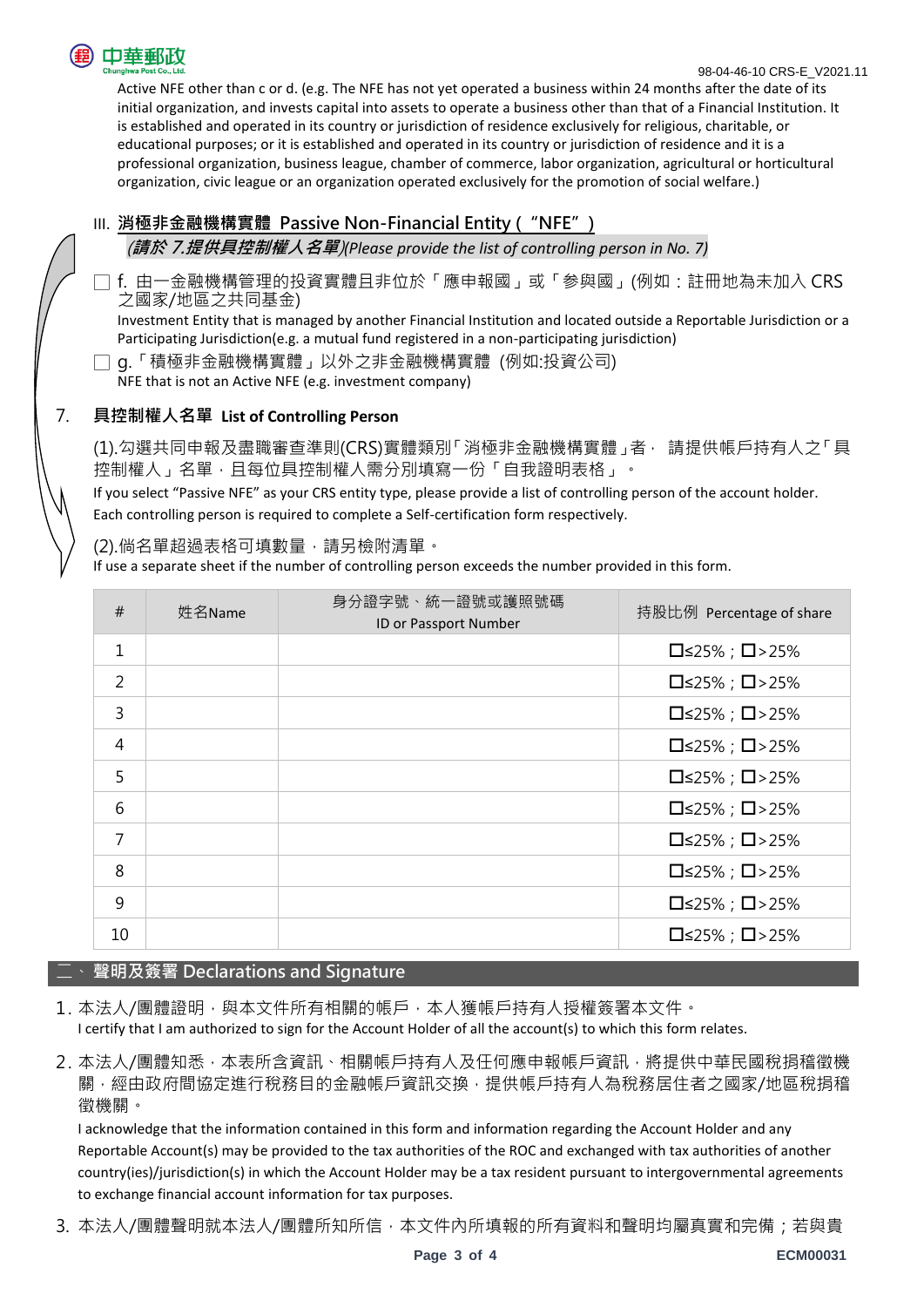Active NFE other than c or d. (e.g. The NFE has not yet operated a business within 24 months after the date of its initial organization, and invests capital into assets to operate a business other than that of a Financial Institution. It is established and operated in its country or jurisdiction of residence exclusively for religious, charitable, or educational purposes; or it is established and operated in its country or jurisdiction of residence and it is a professional organization, business league, chamber of commerce, labor organization, agricultural or horticultural organization, civic league or an organization operated exclusively for the promotion of social welfare.)

### III. 消極非金融機構實體 Passive Non-Financial Entity (“NFE”)

***(請於 7.提供具控制權人名單)****(Please provide the list of controlling person in No. 7)*

☐ f. 由一金融機構管理的投資實體且非位於「應申報國」或「參與國」(例如：註冊地為未加入 CRS 之國家/地區之共同基金)
Investment Entity that is managed by another Financial Institution and located outside a Reportable Jurisdiction or a Participating Jurisdiction(e.g. a mutual fund registered in a non-participating jurisdiction)

☐ g.「積極非金融機構實體」以外之非金融機構實體 (例如:投資公司)
NFE that is not an Active NFE (e.g. investment company)

## 7. 具控制權人名單 List of Controlling Person

(1).勾選共同申報及盡職審查準則(CRS)實體類別「消極非金融機構實體」者， 請提供帳戶持有人之「具控制權人」名單，且每位具控制權人需分別填寫一份「自我證明表格」。
If you select “Passive NFE” as your CRS entity type, please provide a list of controlling person of the account holder. Each controlling person is required to complete a Self-certification form respectively.

(2).倘名單超過表格可填數量，請另檢附清單。
If use a separate sheet if the number of controlling person exceeds the number provided in this form.

| # | 姓名Name | 身分證字號、統一證號或護照號碼 ID or Passport Number | 持股比例 Percentage of share |
|---|---|---|---|
| 1 | | | ☐≤25%；☐>25% |
| 2 | | | ☐≤25%；☐>25% |
| 3 | | | ☐≤25%；☐>25% |
| 4 | | | ☐≤25%；☐>25% |
| 5 | | | ☐≤25%；☐>25% |
| 6 | | | ☐≤25%；☐>25% |
| 7 | | | ☐≤25%；☐>25% |
| 8 | | | ☐≤25%；☐>25% |
| 9 | | | ☐≤25%；☐>25% |
| 10 | | | ☐≤25%；☐>25% |

## 二、聲明及簽署 Declarations and Signature

1. 本法人/團體證明，與本文件所有相關的帳戶，本人獲帳戶持有人授權簽署本文件。
I certify that I am authorized to sign for the Account Holder of all the account(s) to which this form relates.

2. 本法人/團體知悉，本表所含資訊、相關帳戶持有人及任何應申報帳戶資訊，將提供中華民國稅捐稽徵機關，經由政府間協定進行稅務目的之金融帳戶資訊交換，提供帳戶持有人為稅務居住者之國家/地區稅捐稽徵機關。
I acknowledge that the information contained in this form and information regarding the Account Holder and any Reportable Account(s) may be provided to the tax authorities of the ROC and exchanged with tax authorities of another country(ies)/jurisdiction(s) in which the Account Holder may be a tax resident pursuant to intergovernmental agreements to exchange financial account information for tax purposes.

3. 本法人/團體聲明就本法人/團體所知所信，本文件內所填報的所有資料和聲明均屬真實和完備；若與貴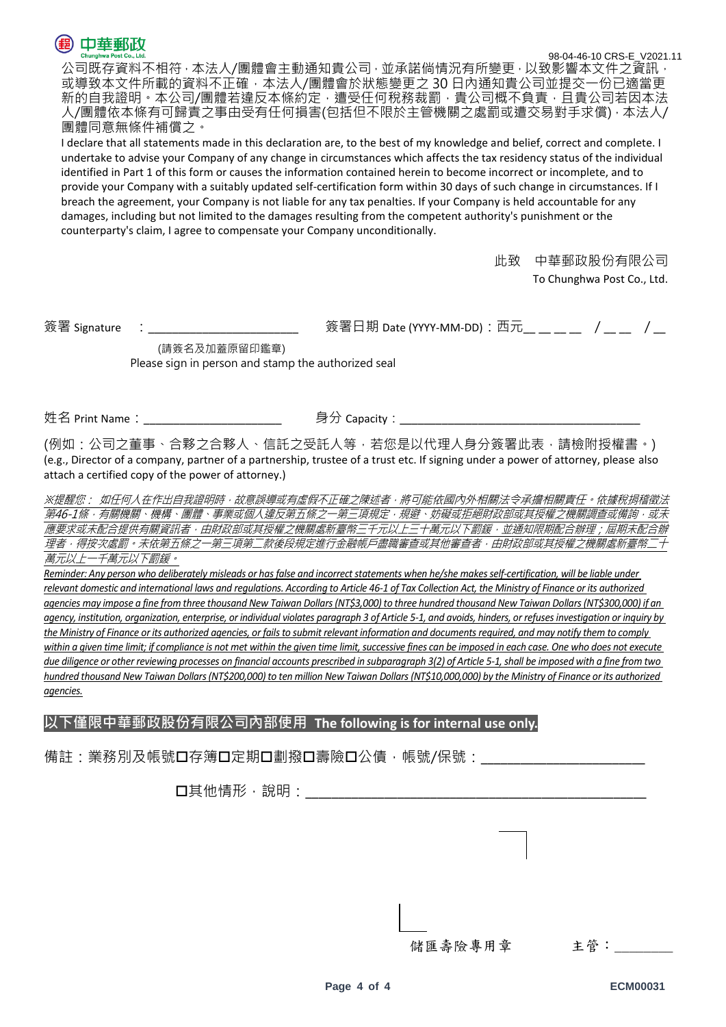公司既存資料不相符，本法人/團體會主動通知貴公司，並承諾倘情況有所變更，以致影響本文件之資訊，或導致本文件所載的資料不正確，本法人/團體會於狀態變更之 30 日內通知貴公司並提交一份已適當更新的自我證明。本公司/團體若違反本條約定，遭受任何稅務裁罰，貴公司概不負責，且貴公司若因本法人/團體依本條有可歸責之事由受有任何損害(包括但不限於主管機關之處罰或遭交易對手求償)，本法人/團體同意無條件補償之。

I declare that all statements made in this declaration are, to the best of my knowledge and belief, correct and complete. I undertake to advise your Company of any change in circumstances which affects the tax residency status of the individual identified in Part 1 of this form or causes the information contained herein to become incorrect or incomplete, and to provide your Company with a suitably updated self-certification form within 30 days of such change in circumstances. If I breach the agreement, your Company is not liable for any tax penalties. If your Company is held accountable for any damages, including but not limited to the damages resulting from the competent authority's punishment or the counterparty's claim, I agree to compensate your Company unconditionally.

此致　中華郵政股份有限公司
To Chunghwa Post Co., Ltd.

簽署 Signature　：________________________　　簽署日期 Date (YYYY-MM-DD)：西元_ _ _ _ / _ _ / _

(請簽名及加蓋原留印鑑章)
Please sign in person and stamp the authorized seal

姓名 Print Name：_____________________　　身分 Capacity：____________________________________

(例如：公司之董事、合夥之合夥人、信託之受託人等，若您是以代理人身分簽署此表，請檢附授權書。)
(e.g., Director of a company, partner of a partnership, trustee of a trust etc. If signing under a power of attorney, please also attach a certified copy of the power of attorney.)

*※提醒您： 如任何人在作出自我證明時，故意誤導或有虛假不正確之陳述者，將可能依國內外相關法令承擔相關責任。依據稅捐稽徵法第46-1條，有關機關、機構、團體、事業或個人違反第五條之一第三項規定，規避、妨礙或拒絕財政部或其授權之機關調查或備詢，或未應要求或未配合提供有關資訊者，由財政部或其授權之機關處新臺幣三千元以上三十萬元以下罰鍰，並通知限期配合辦理；屆期未配合辦理者，得按次處罰。未依第五條之一第三項第二款後段規定進行金融帳戶盡職審查或其他審查者，由財政部或其授權之機關處新臺幣二十萬元以上一千萬元以下罰鍰。*

*Reminder: Any person who deliberately misleads or has false and incorrect statements when he/she makes self-certification, will be liable under relevant domestic and international laws and regulations. According to Article 46-1 of Tax Collection Act, the Ministry of Finance or its authorized agencies may impose a fine from three thousand New Taiwan Dollars (NT$3,000) to three hundred thousand New Taiwan Dollars (NT$300,000) if an agency, institution, organization, enterprise, or individual violates paragraph 3 of Article 5-1, and avoids, hinders, or refuses investigation or inquiry by the Ministry of Finance or its authorized agencies, or fails to submit relevant information and documents required, and may notify them to comply within a given time limit; if compliance is not met within the given time limit, successive fines can be imposed in each case. One who does not execute due diligence or other reviewing processes on financial accounts prescribed in subparagraph 3(2) of Article 5-1, shall be imposed with a fine from two hundred thousand New Taiwan Dollars (NT$200,000) to ten million New Taiwan Dollars (NT$10,000,000) by the Ministry of Finance or its authorized agencies.*

## 以下僅限中華郵政股份有限公司內部使用 The following is for internal use only.

備註：業務別及帳號□存簿□定期□劃撥□壽險□公債，帳號/保號：______________________

□其他情形，說明：______________________________________________

儲匯壽險專用章　　主管：________